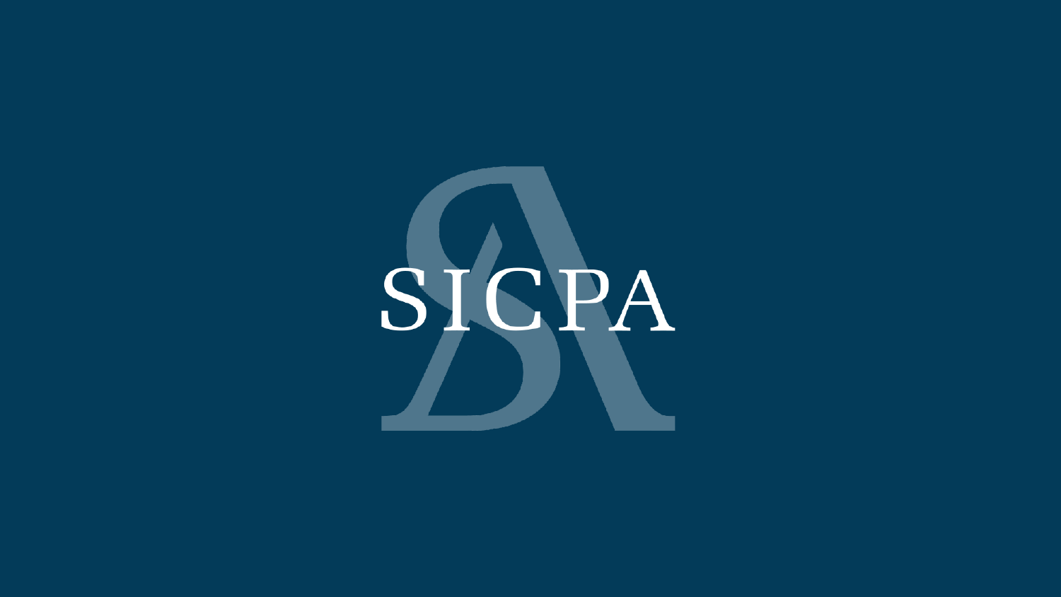# SICPA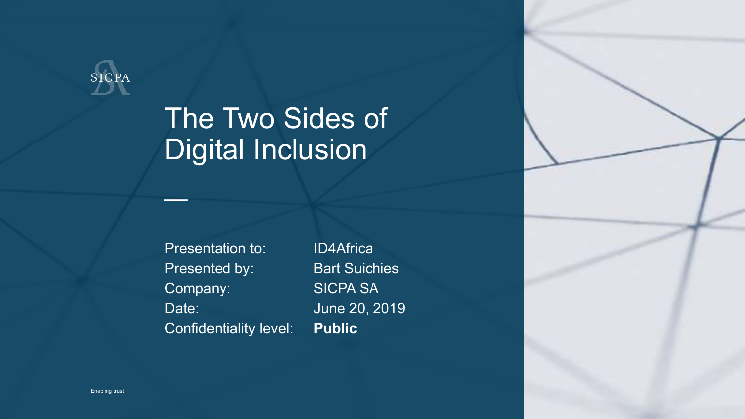SICPA

# The Two Sides of Digital Inclusion

—

| | |
|---|---|
| Presentation to: | ID4Africa |
| Presented by: | Bart Suichies |
| Company: | SICPA SA |
| Date: | June 20, 2019 |
| Confidentiality level: | **Public** |

Enabling trust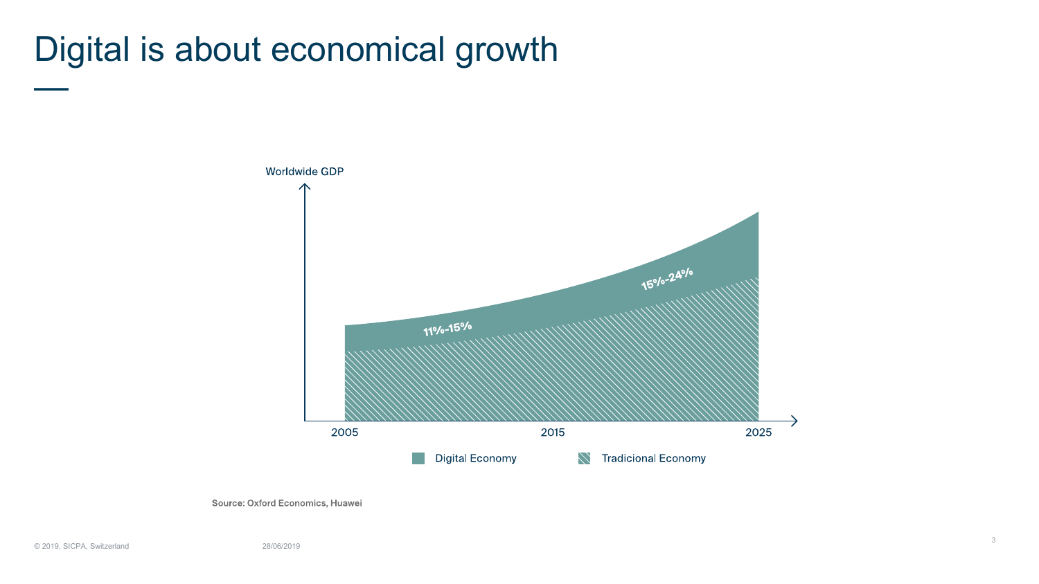# Digital is about economical growth

Worldwide GDP

11%-15%

15%-24%

2005 2015 2025

Digital Economy    Tradicional Economy

Source: Oxford Economics, Huawei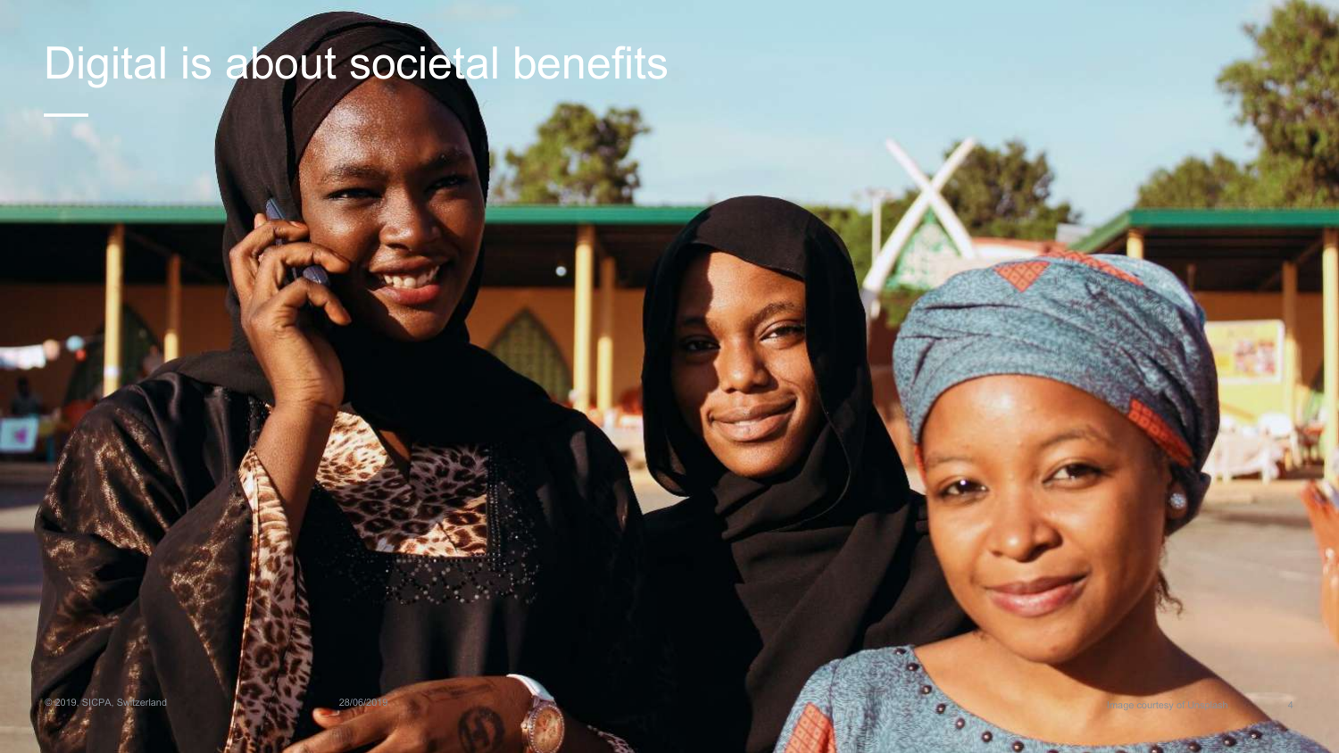# Digital is about societal benefits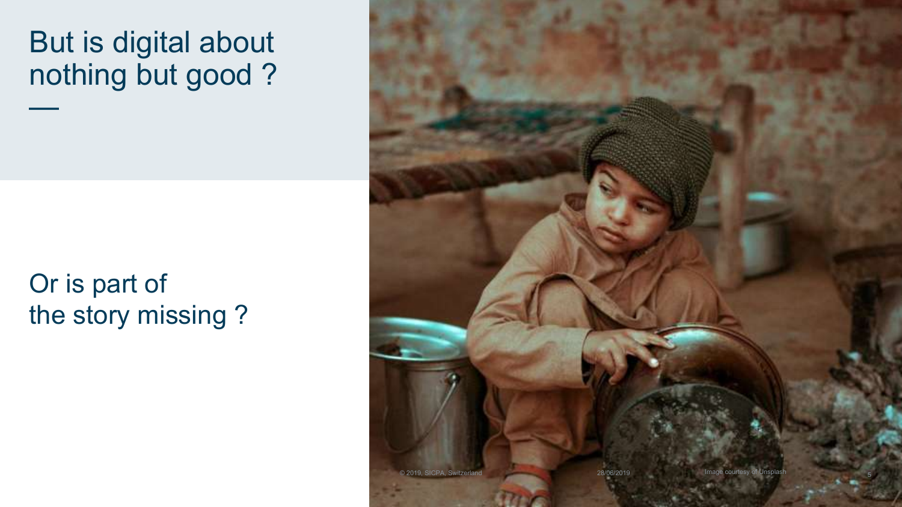# But is digital about nothing but good ?

Or is part of the story missing ?

Image courtesy of Unsplash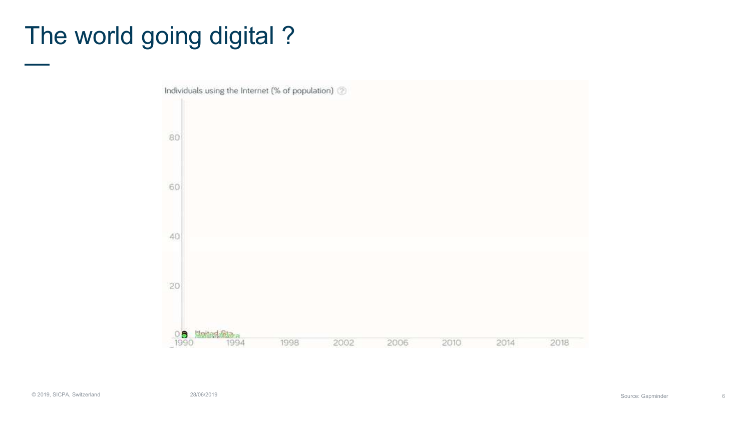# The world going digital ?

Individuals using the Internet (% of population)

80

60

40

20

0

1990 1994 1998 2002 2006 2010 2014 2018

Source: Gapminder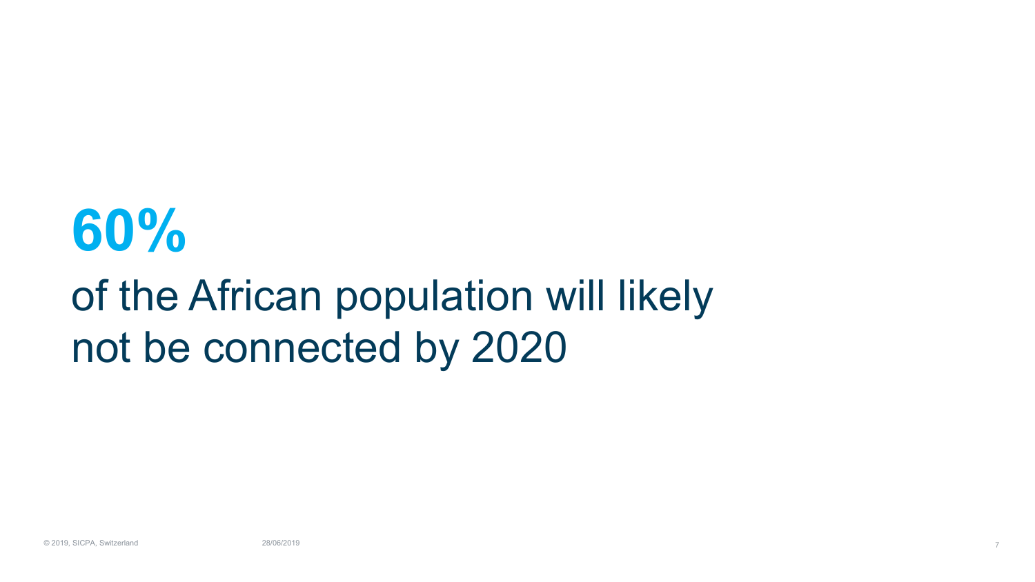# 60%

of the African population will likely not be connected by 2020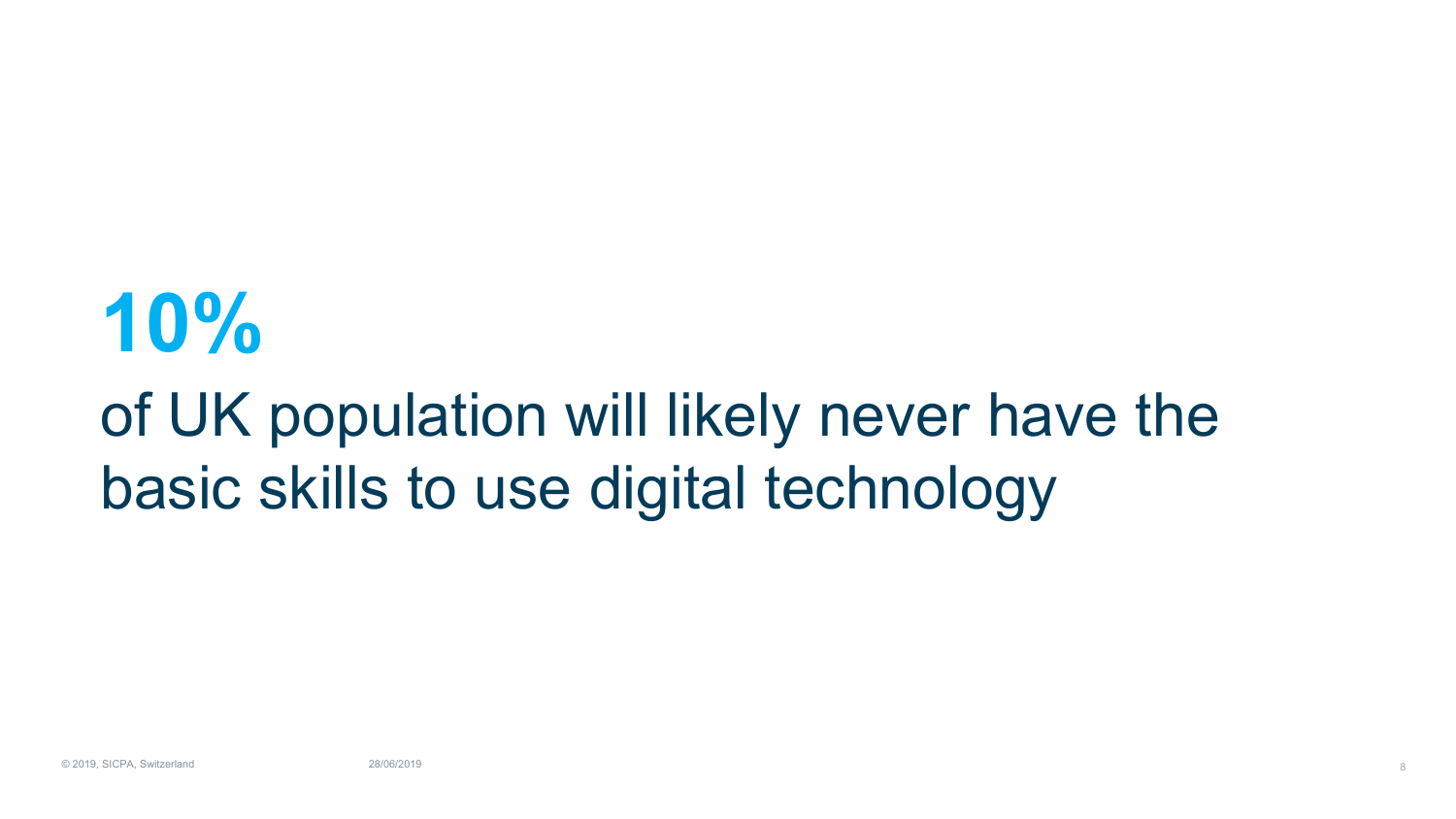# 10%

of UK population will likely never have the basic skills to use digital technology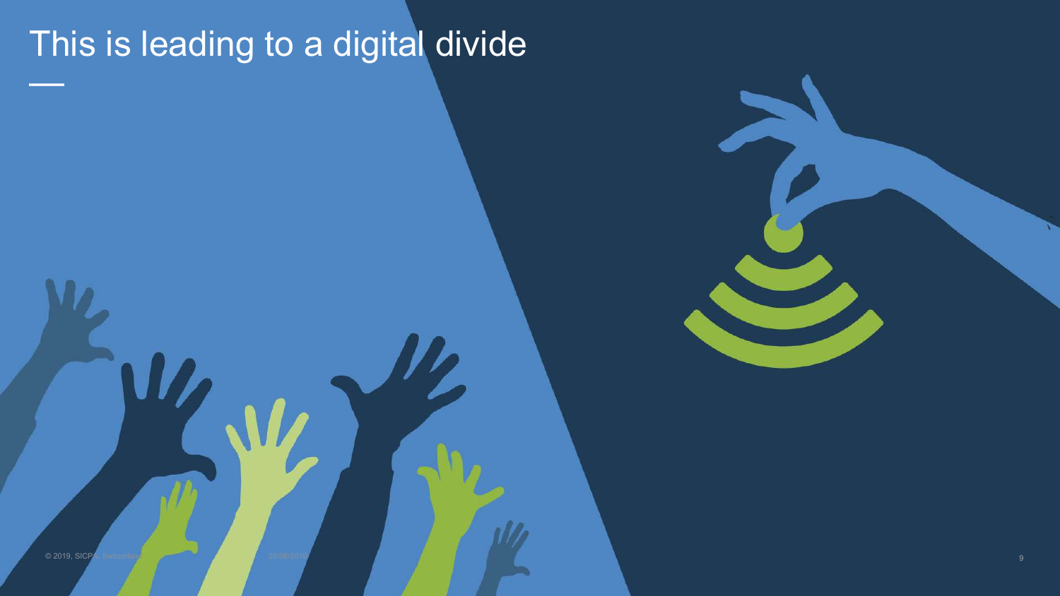# This is leading to a digital divide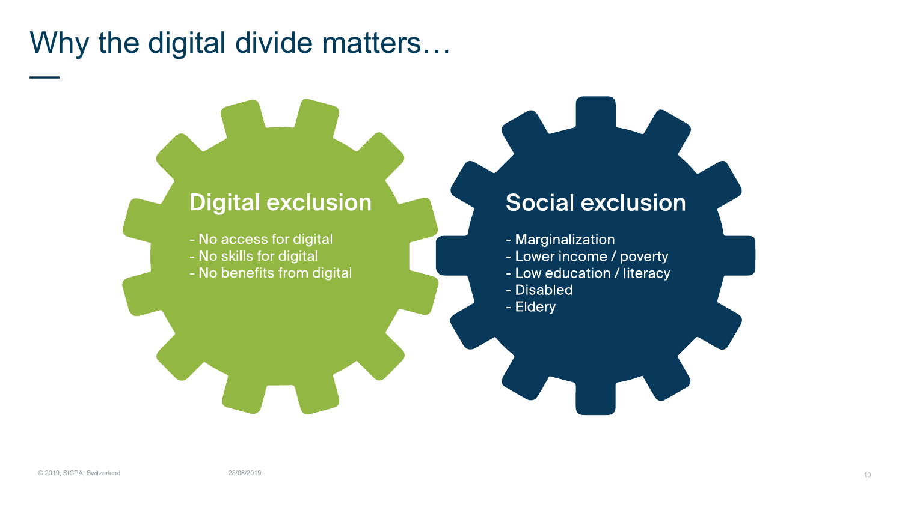# Why the digital divide matters…

## Digital exclusion

- No access for digital
- No skills for digital
- No benefits from digital

## Social exclusion

- Marginalization
- Lower income / poverty
- Low education / literacy
- Disabled
- Eldery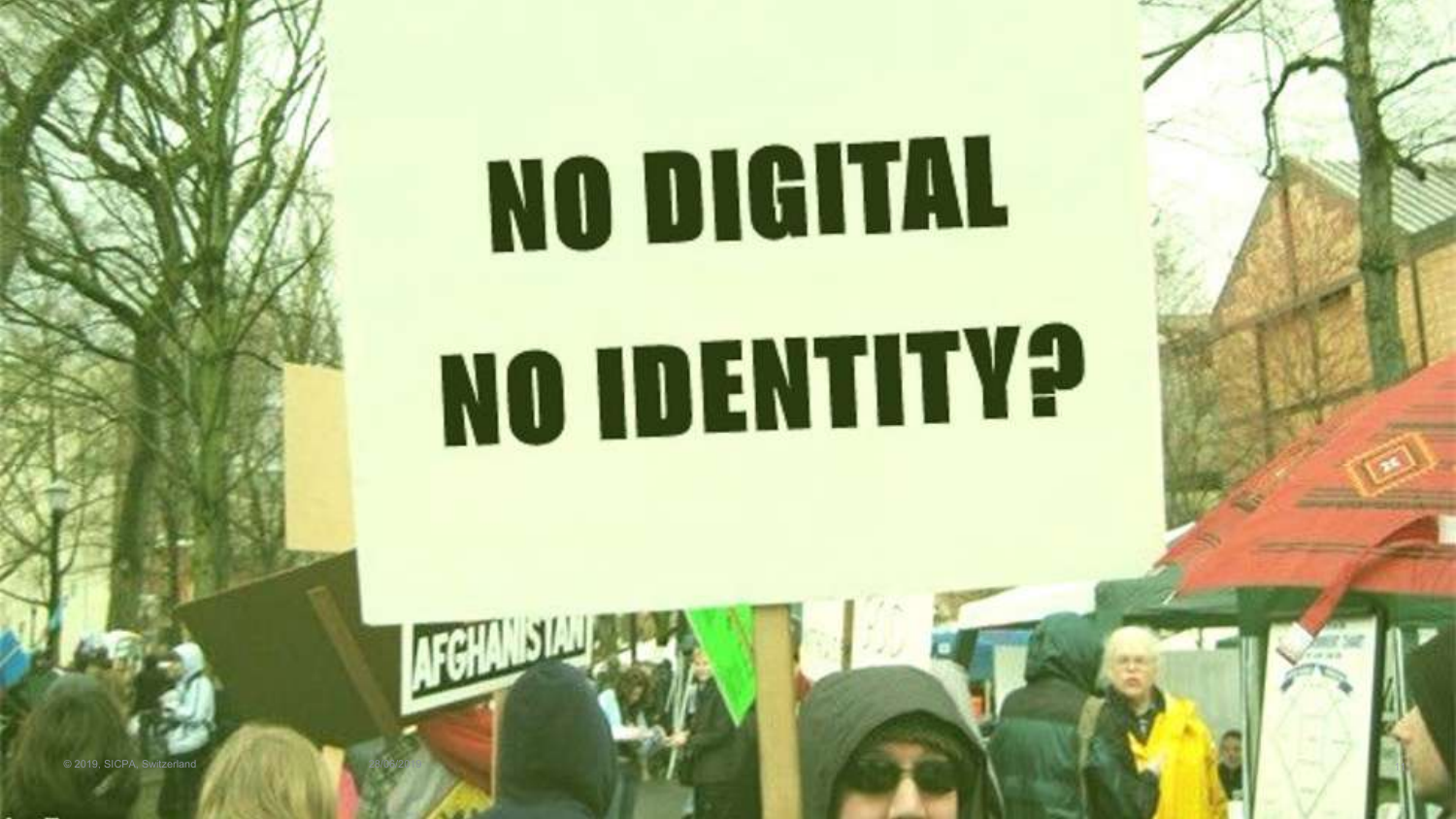# NO DIGITAL NO IDENTITY?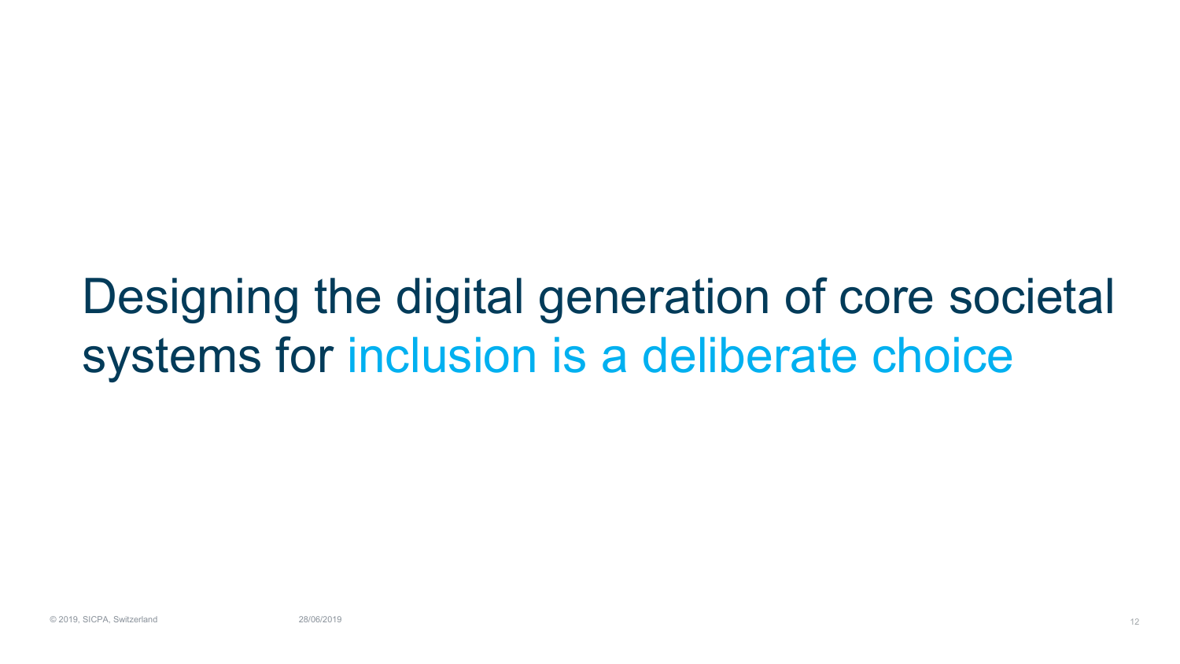# Designing the digital generation of core societal systems for inclusion is a deliberate choice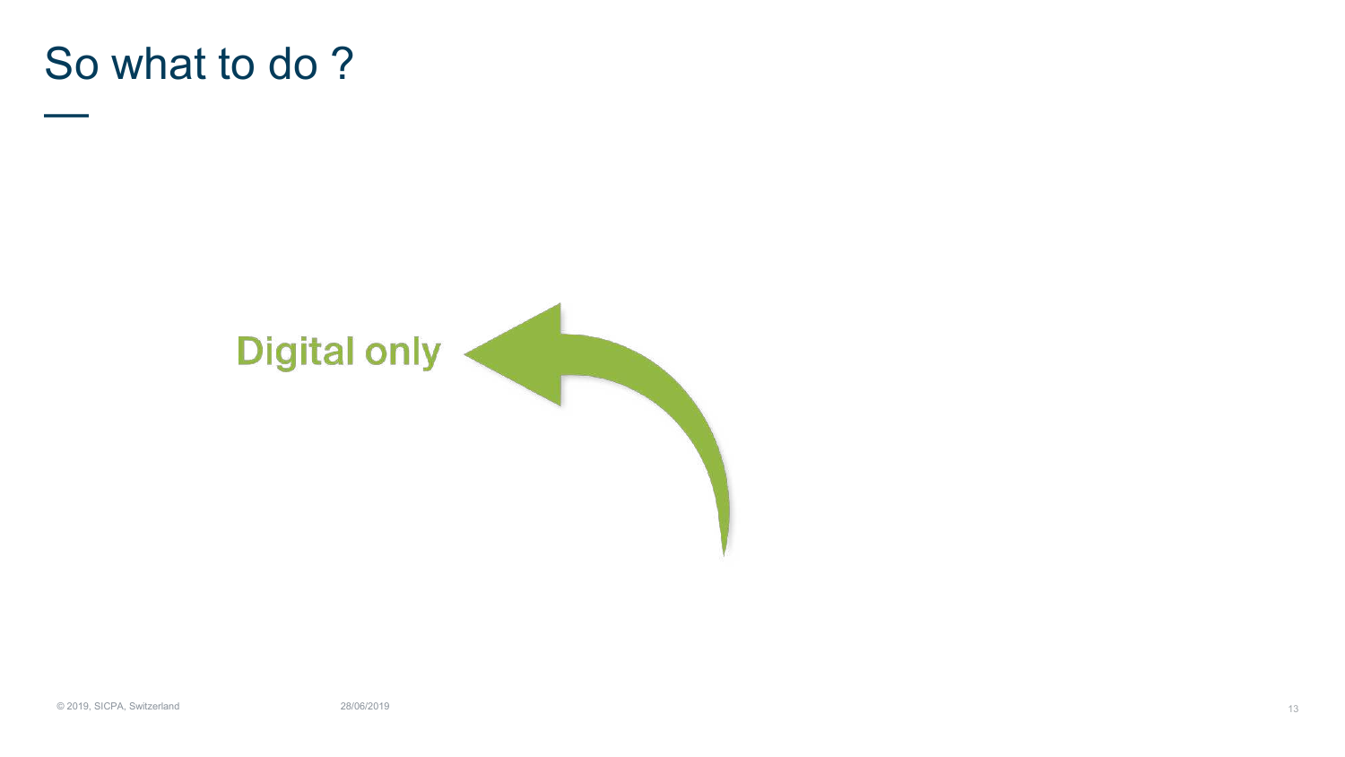# So what to do ?

Digital only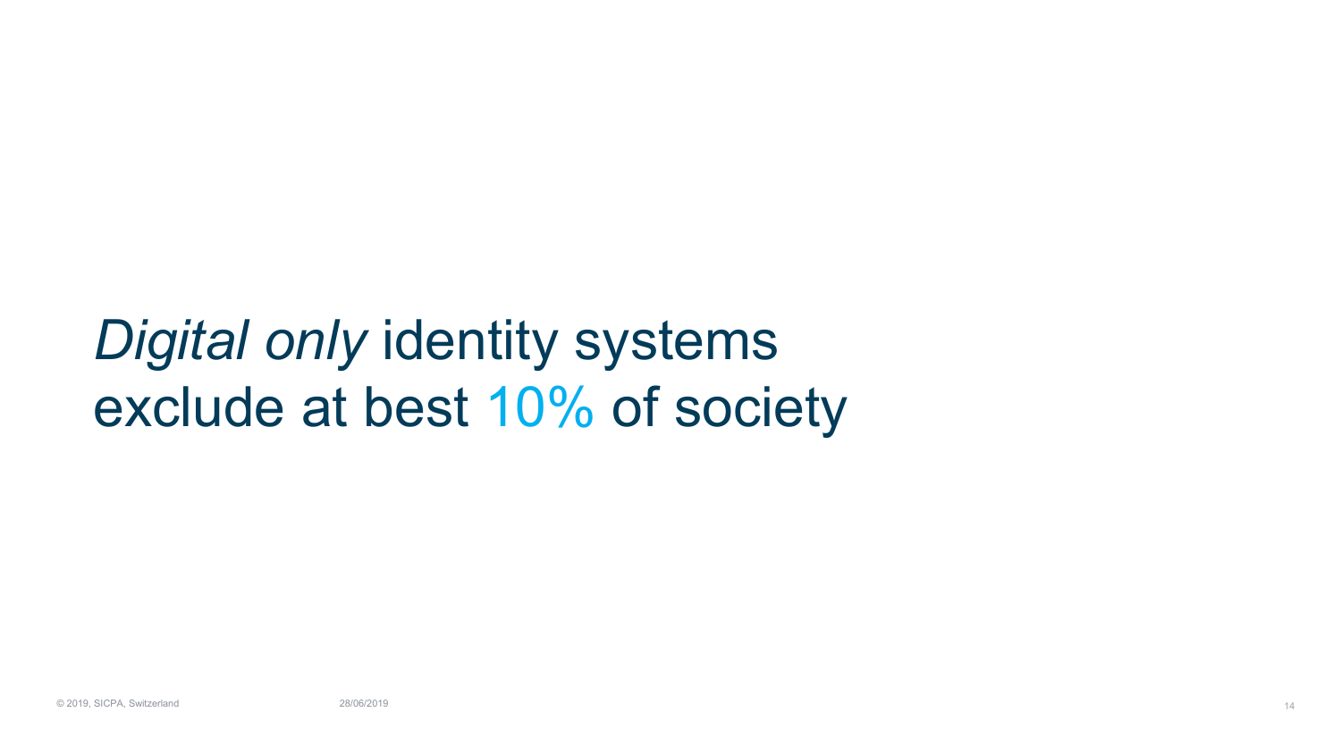*Digital only* identity systems exclude at best 10% of society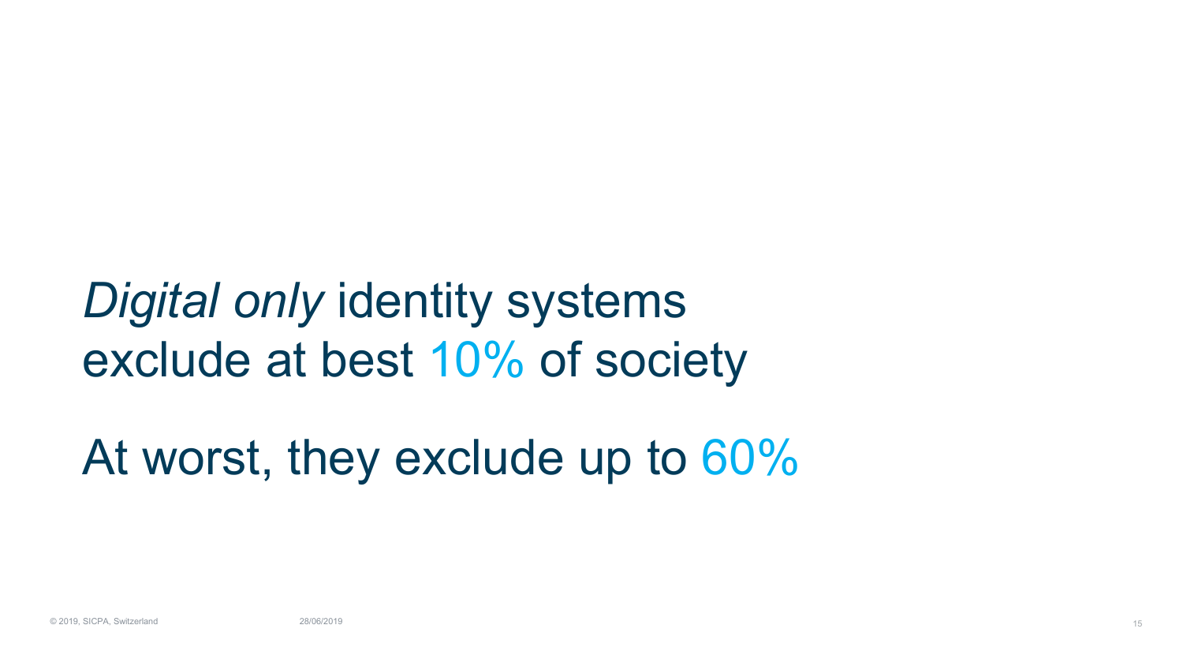*Digital only* identity systems exclude at best 10% of society

At worst, they exclude up to 60%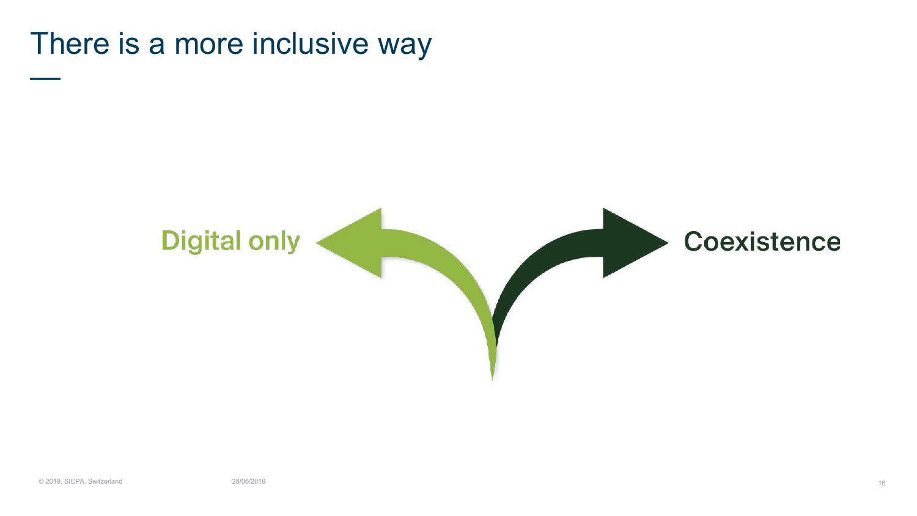# There is a more inclusive way

Digital only

Coexistence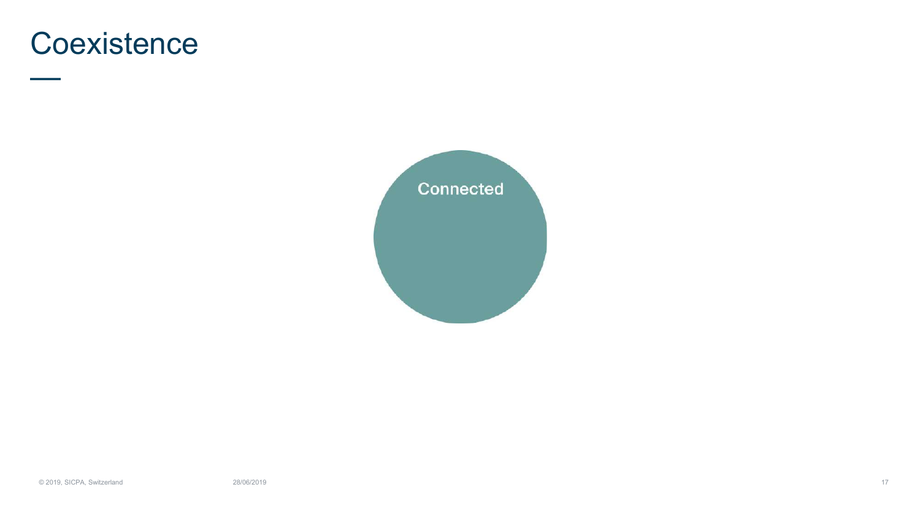# Coexistence

Connected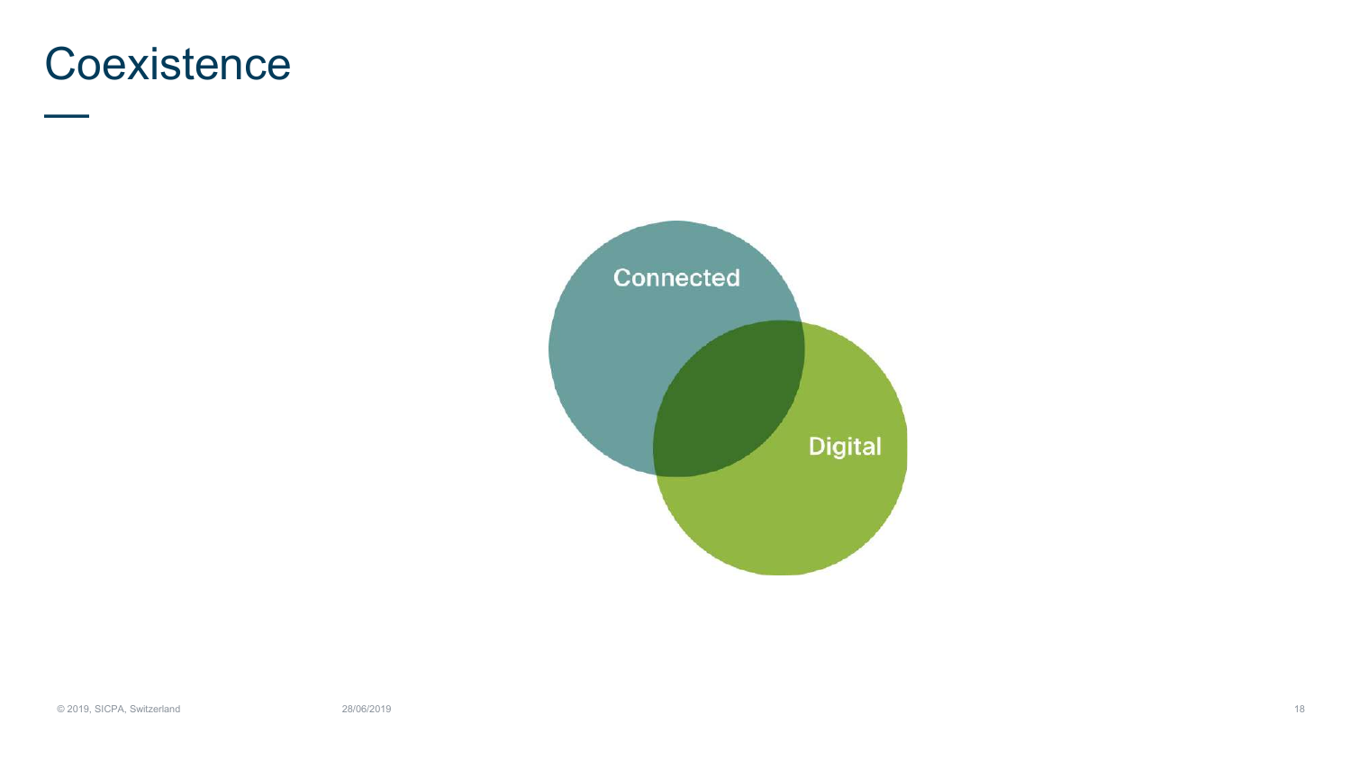# Coexistence

Connected

Digital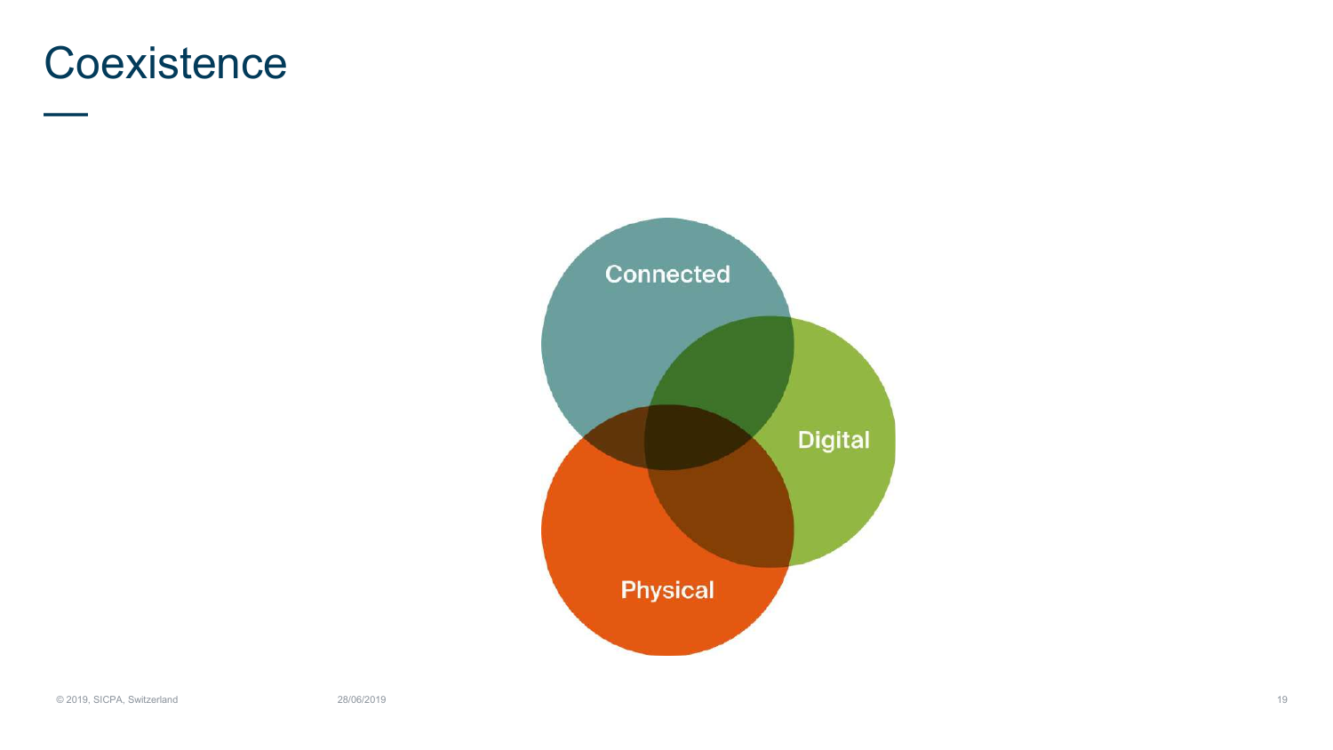# Coexistence

Connected

Digital

Physical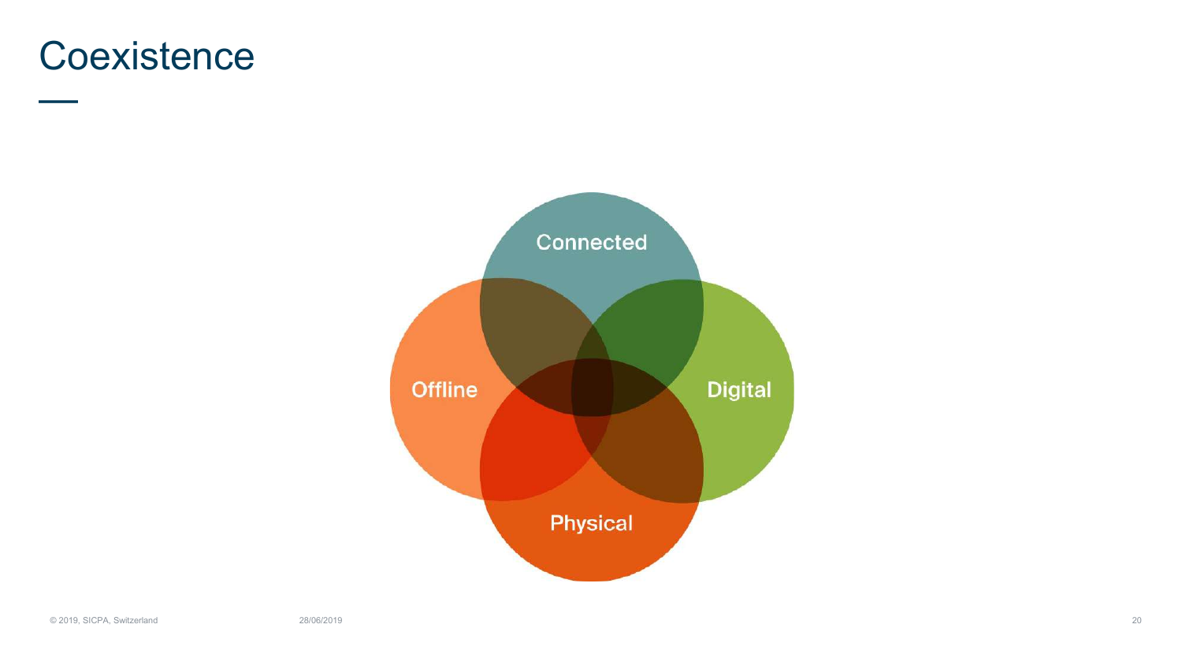# Coexistence

Connected

Offline

Digital

Physical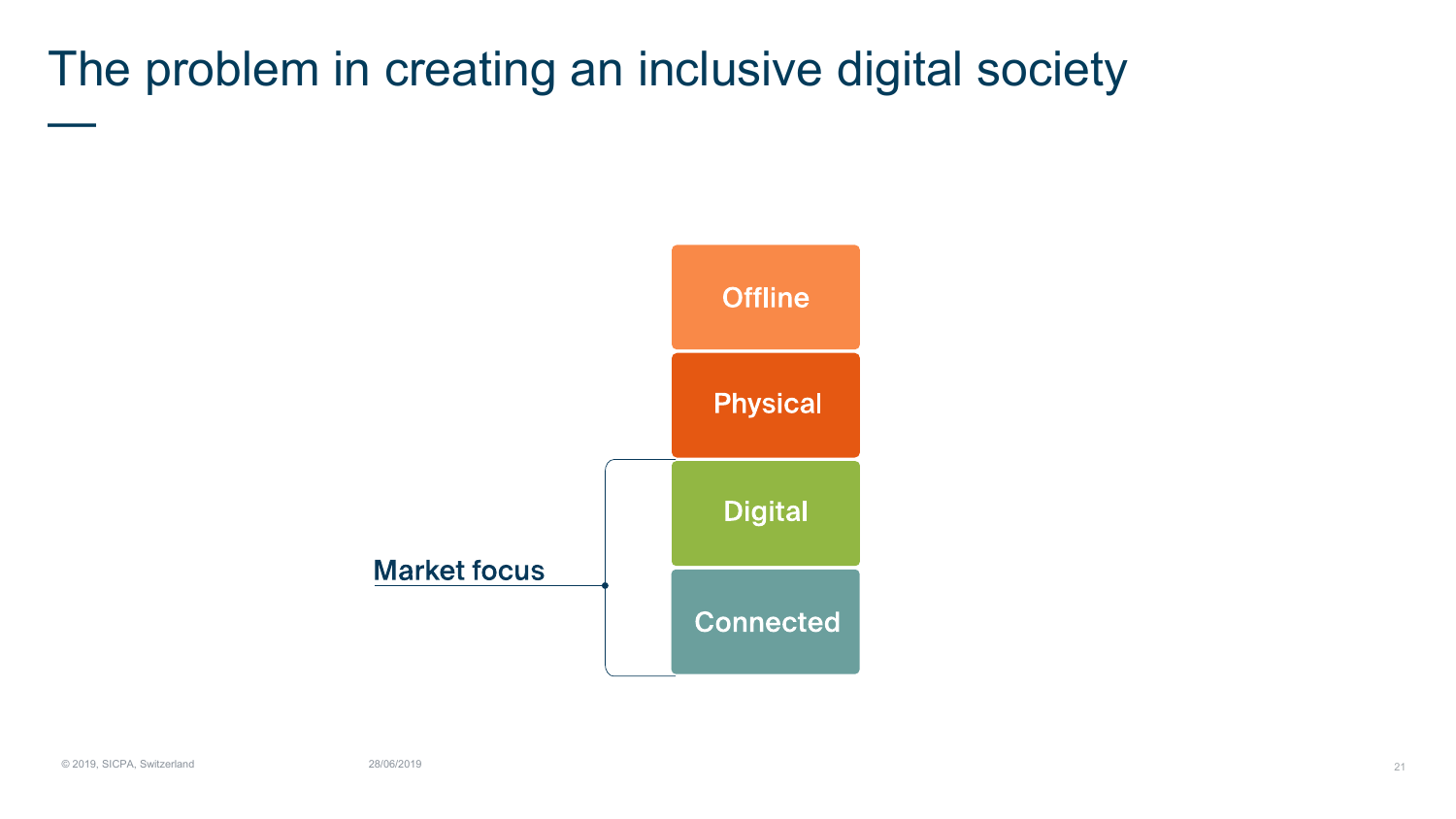# The problem in creating an inclusive digital society

- Offline
- Physical
- Digital
- Connected

Market focus (Digital, Connected)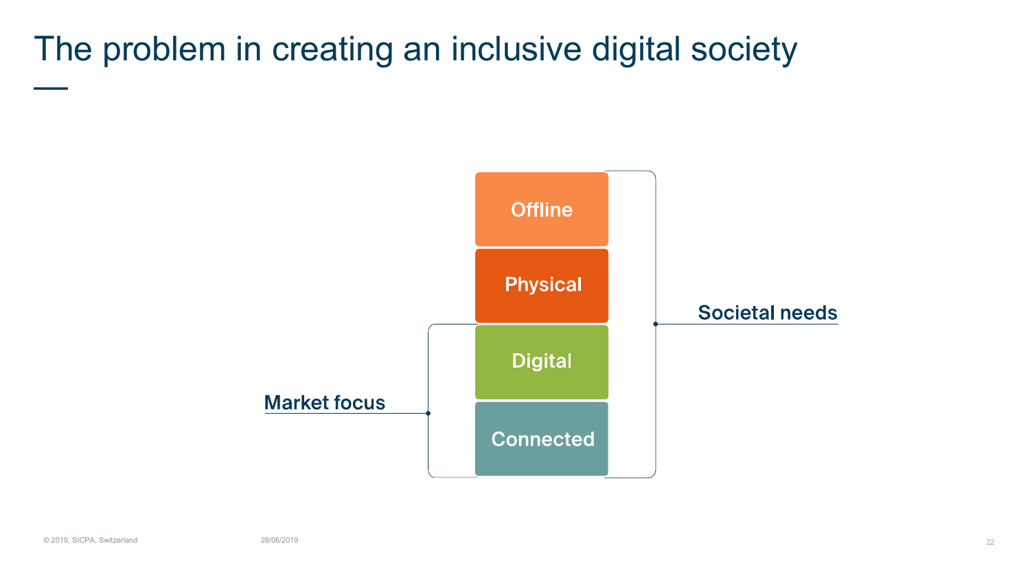# The problem in creating an inclusive digital society

Offline

Physical

Digital

Connected

Market focus

Societal needs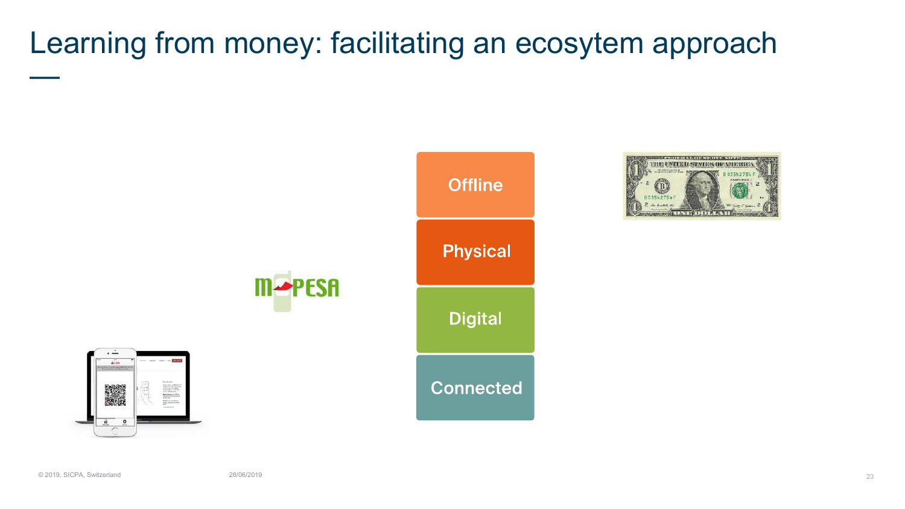# Learning from money: facilitating an ecosytem approach

- Offline
- Physical
- Digital
- Connected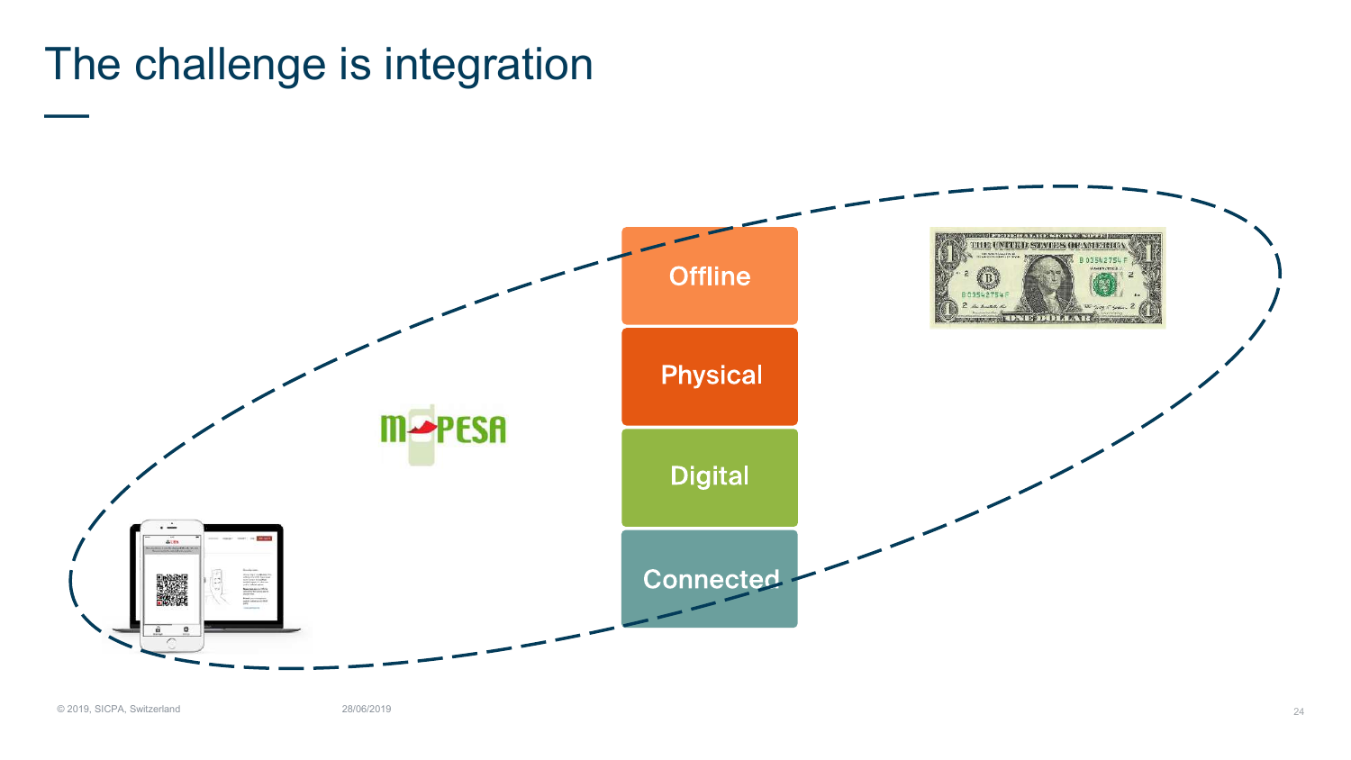# The challenge is integration

Offline

Physical

Digital

Connected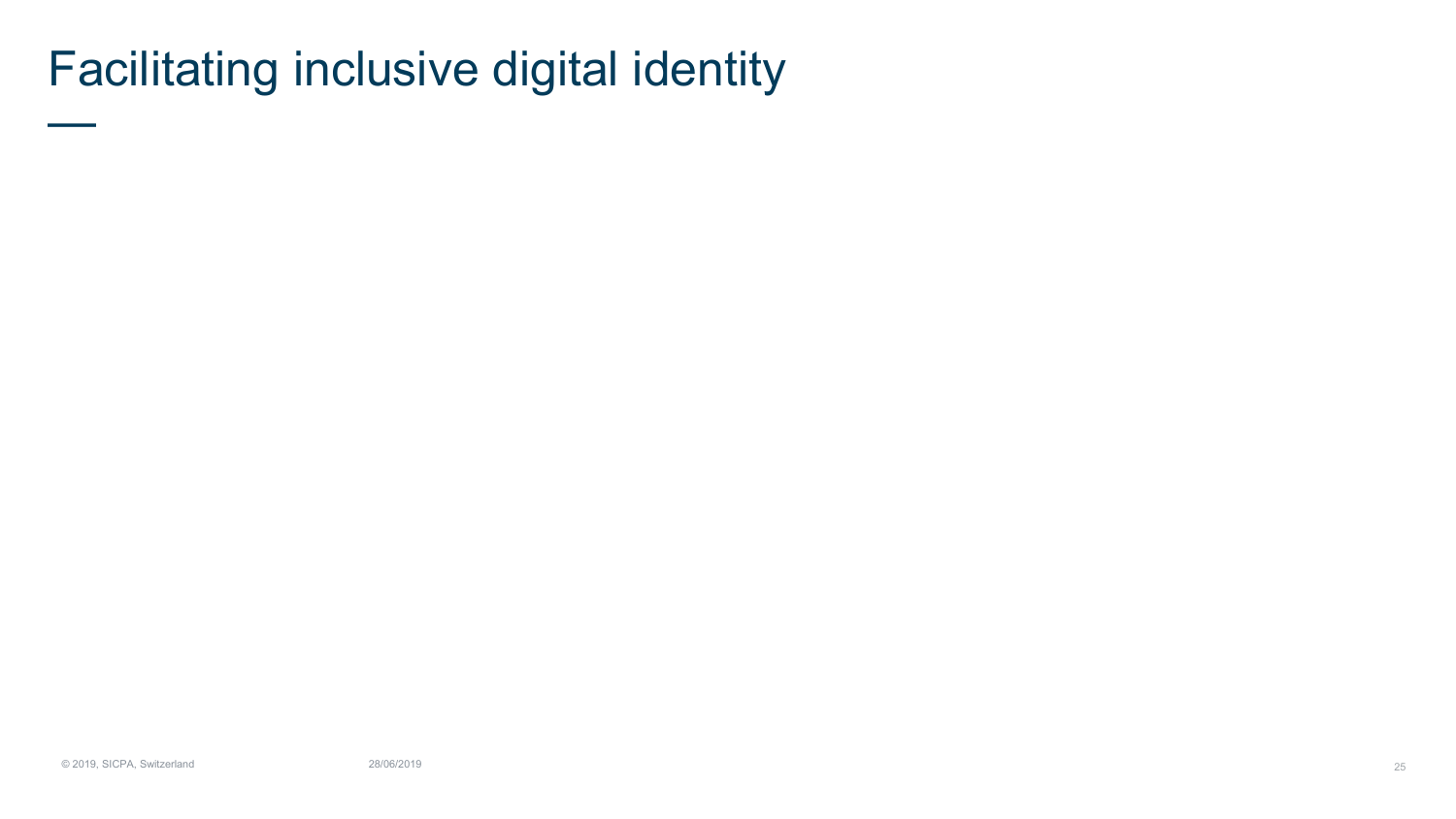# Facilitating inclusive digital identity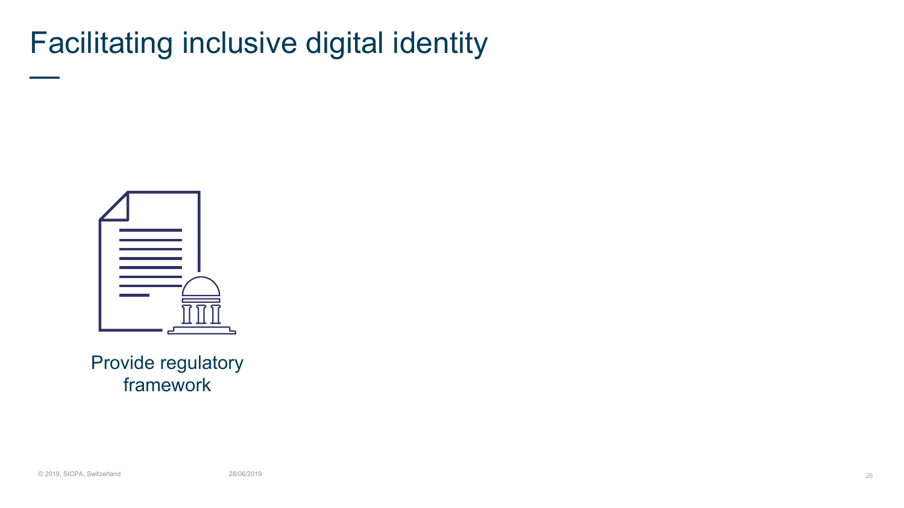# Facilitating inclusive digital identity

Provide regulatory framework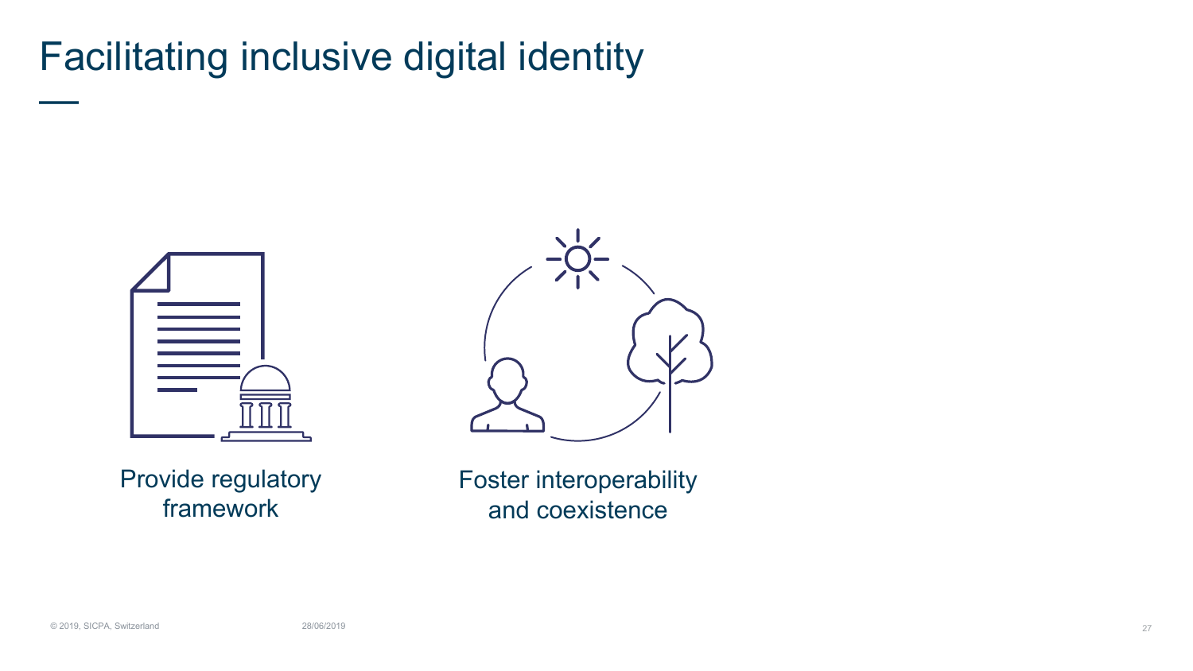# Facilitating inclusive digital identity

Provide regulatory framework

Foster interoperability and coexistence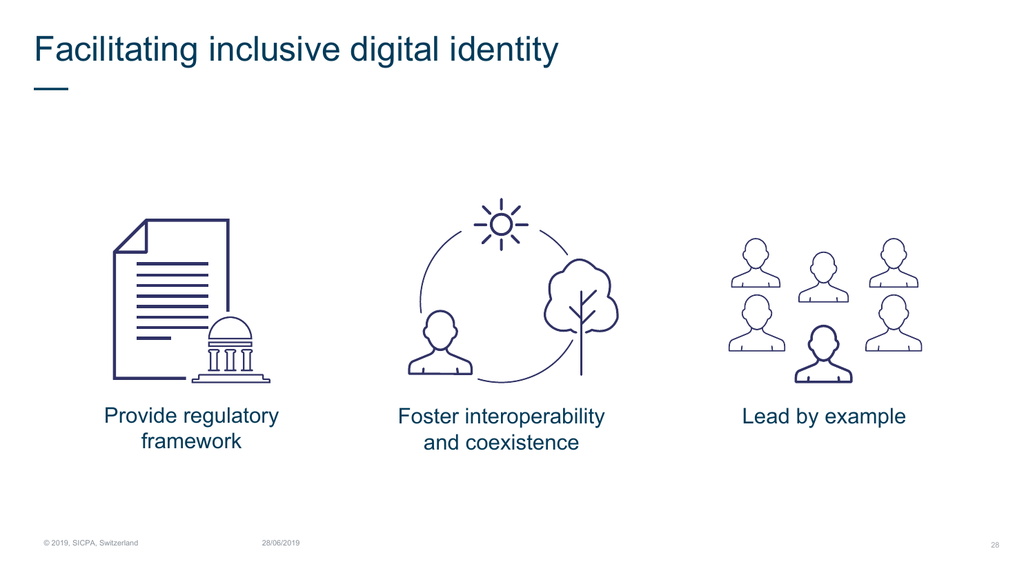# Facilitating inclusive digital identity

Provide regulatory framework

Foster interoperability and coexistence

Lead by example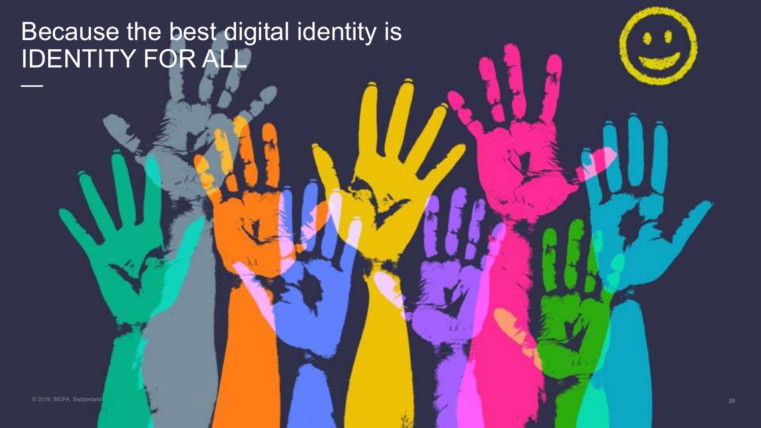# Because the best digital identity is IDENTITY FOR ALL

© 2019, SICPA, Switzerland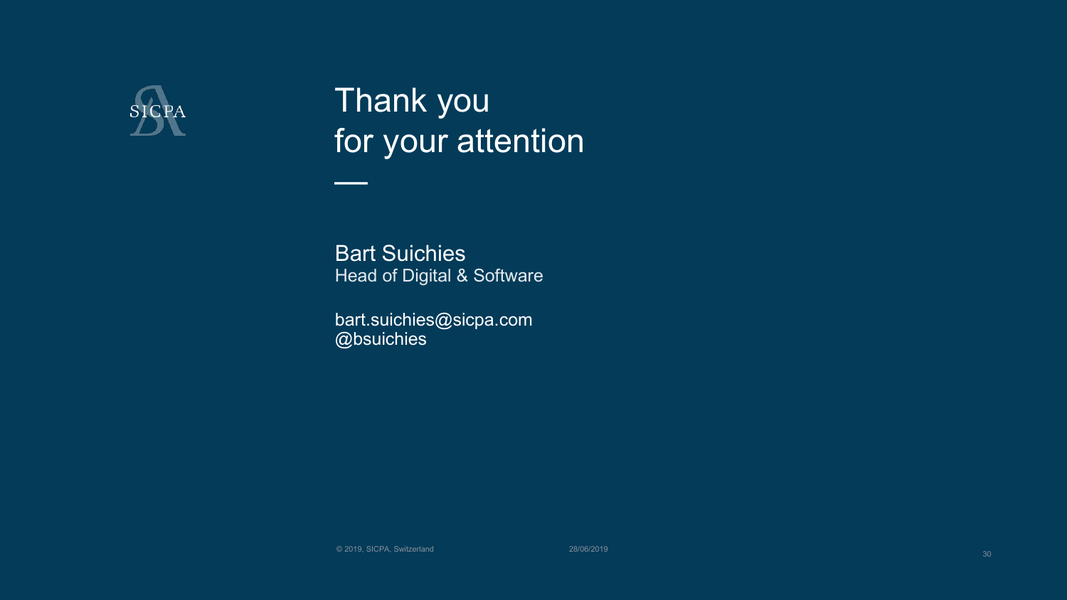SICPA

# Thank you for your attention

—

**Bart Suichies**
Head of Digital & Software

bart.suichies@sicpa.com
@bsuichies

© 2019, SICPA, Switzerland

28/06/2019